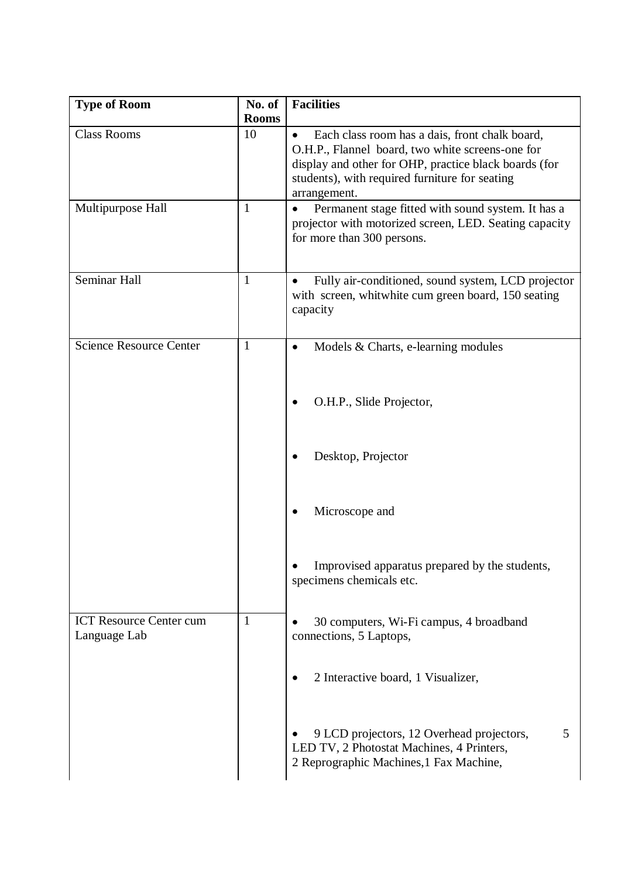| Type of Room | No. of Rooms | Facilities |
|---|---|---|
| Class Rooms | 10 | • Each class room has a dais, front chalk board, O.H.P., Flannel board, two white screens-one for display and other for OHP, practice black boards (for students), with required furniture for seating arrangement. |
| Multipurpose Hall | 1 | • Permanent stage fitted with sound system. It has a projector with motorized screen, LED. Seating capacity for more than 300 persons. |
| Seminar Hall | 1 | • Fully air-conditioned, sound system, LCD projector with screen, whitwhite cum green board, 150 seating capacity |
| Science Resource Center | 1 | • Models & Charts, e-learning modules<br>• O.H.P., Slide Projector,<br>• Desktop, Projector<br>• Microscope and<br>• Improvised apparatus prepared by the students, specimens chemicals etc. |
| ICT Resource Center cum Language Lab | 1 | • 30 computers, Wi-Fi campus, 4 broadband connections, 5 Laptops,<br>• 2 Interactive board, 1 Visualizer,<br>• 9 LCD projectors, 12 Overhead projectors, 5 LED TV, 2 Photostat Machines, 4 Printers, 2 Reprographic Machines,1 Fax Machine, |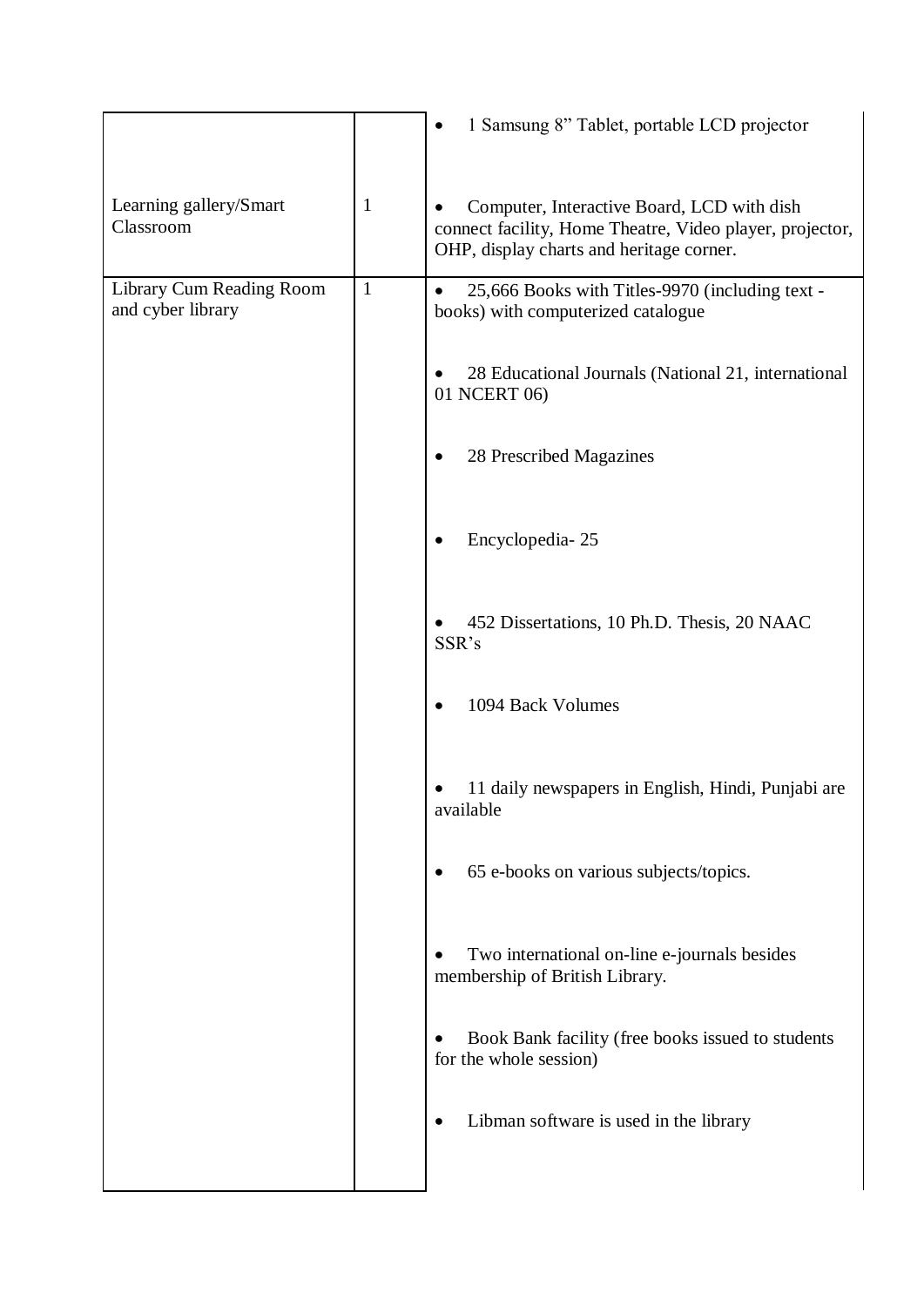| | | |
|---|---|---|
| | | • 1 Samsung 8” Tablet, portable LCD projector |
| Learning gallery/Smart Classroom | 1 | • Computer, Interactive Board, LCD with dish connect facility, Home Theatre, Video player, projector, OHP, display charts and heritage corner. |
| Library Cum Reading Room and cyber library | 1 | • 25,666 Books with Titles-9970 (including text - books) with computerized catalogue<br>• 28 Educational Journals (National 21, international 01 NCERT 06)<br>• 28 Prescribed Magazines<br>• Encyclopedia- 25<br>• 452 Dissertations, 10 Ph.D. Thesis, 20 NAAC SSR’s<br>• 1094 Back Volumes<br>• 11 daily newspapers in English, Hindi, Punjabi are available<br>• 65 e-books on various subjects/topics.<br>• Two international on-line e-journals besides membership of British Library.<br>• Book Bank facility (free books issued to students for the whole session)<br>• Libman software is used in the library |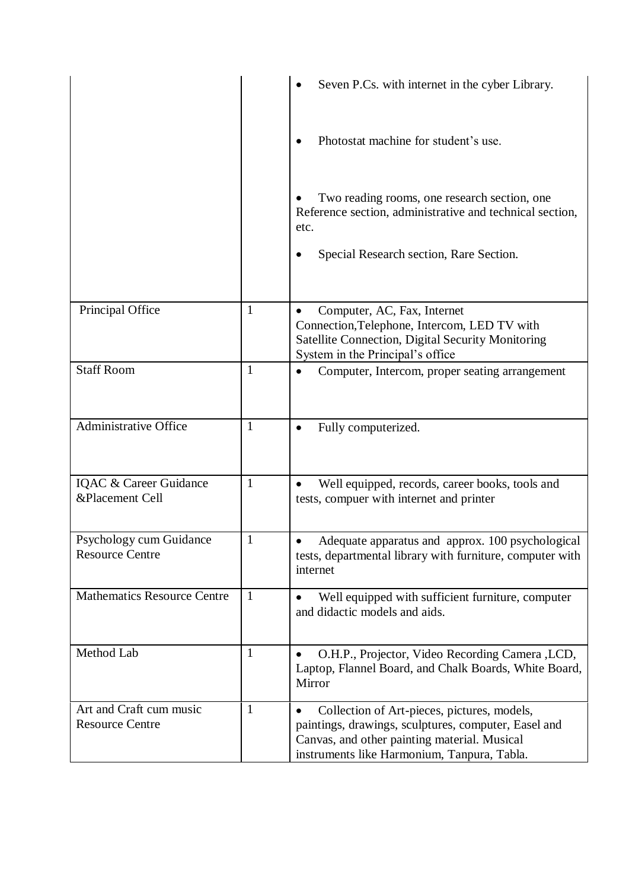| | | |
|---|---|---|
| | | • Seven P.Cs. with internet in the cyber Library.<br><br>• Photostat machine for student's use.<br><br>• Two reading rooms, one research section, one Reference section, administrative and technical section, etc.<br><br>• Special Research section, Rare Section. |
| Principal Office | 1 | • Computer, AC, Fax, Internet Connection,Telephone, Intercom, LED TV with Satellite Connection, Digital Security Monitoring System in the Principal's office |
| Staff Room | 1 | • Computer, Intercom, proper seating arrangement |
| Administrative Office | 1 | • Fully computerized. |
| IQAC & Career Guidance &Placement Cell | 1 | • Well equipped, records, career books, tools and tests, compuer with internet and printer |
| Psychology cum Guidance Resource Centre | 1 | • Adequate apparatus and approx. 100 psychological tests, departmental library with furniture, computer with internet |
| Mathematics Resource Centre | 1 | • Well equipped with sufficient furniture, computer and didactic models and aids. |
| Method Lab | 1 | • O.H.P., Projector, Video Recording Camera ,LCD, Laptop, Flannel Board, and Chalk Boards, White Board, Mirror |
| Art and Craft cum music Resource Centre | 1 | • Collection of Art-pieces, pictures, models, paintings, drawings, sculptures, computer, Easel and Canvas, and other painting material. Musical instruments like Harmonium, Tanpura, Tabla. |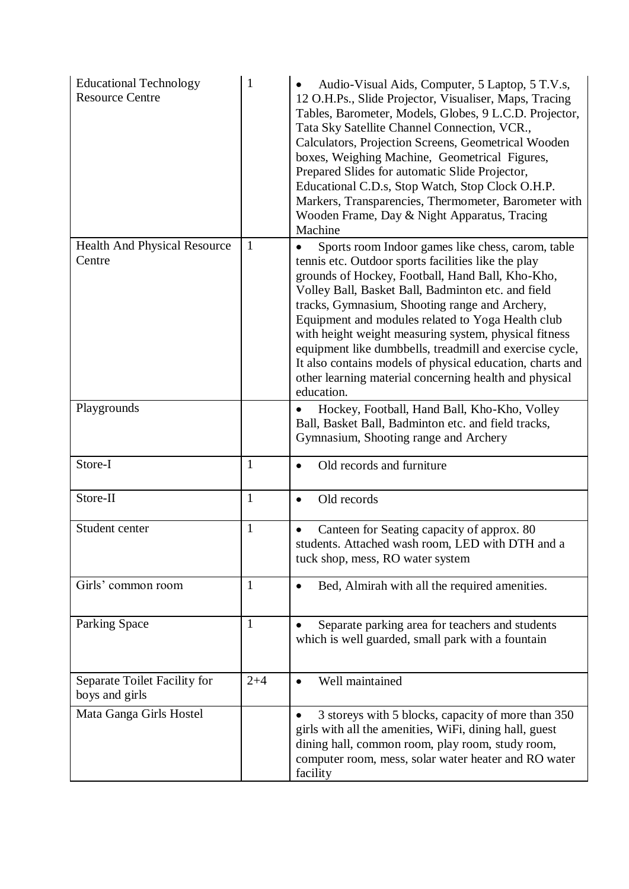| Educational Technology Resource Centre | 1 | • Audio-Visual Aids, Computer, 5 Laptop, 5 T.V.s, 12 O.H.Ps., Slide Projector, Visualiser, Maps, Tracing Tables, Barometer, Models, Globes, 9 L.C.D. Projector, Tata Sky Satellite Channel Connection, VCR., Calculators, Projection Screens, Geometrical Wooden boxes, Weighing Machine, Geometrical Figures, Prepared Slides for automatic Slide Projector, Educational C.D.s, Stop Watch, Stop Clock O.H.P. Markers, Transparencies, Thermometer, Barometer with Wooden Frame, Day & Night Apparatus, Tracing Machine |
|---|---|---|
| Health And Physical Resource Centre | 1 | • Sports room Indoor games like chess, carom, table tennis etc. Outdoor sports facilities like the play grounds of Hockey, Football, Hand Ball, Kho-Kho, Volley Ball, Basket Ball, Badminton etc. and field tracks, Gymnasium, Shooting range and Archery, Equipment and modules related to Yoga Health club with height weight measuring system, physical fitness equipment like dumbbells, treadmill and exercise cycle, It also contains models of physical education, charts and other learning material concerning health and physical education. |
| Playgrounds | | • Hockey, Football, Hand Ball, Kho-Kho, Volley Ball, Basket Ball, Badminton etc. and field tracks, Gymnasium, Shooting range and Archery |
| Store-I | 1 | • Old records and furniture |
| Store-II | 1 | • Old records |
| Student center | 1 | • Canteen for Seating capacity of approx. 80 students. Attached wash room, LED with DTH and a tuck shop, mess, RO water system |
| Girls' common room | 1 | • Bed, Almirah with all the required amenities. |
| Parking Space | 1 | • Separate parking area for teachers and students which is well guarded, small park with a fountain |
| Separate Toilet Facility for boys and girls | 2+4 | • Well maintained |
| Mata Ganga Girls Hostel | | • 3 storeys with 5 blocks, capacity of more than 350 girls with all the amenities, WiFi, dining hall, guest dining hall, common room, play room, study room, computer room, mess, solar water heater and RO water facility |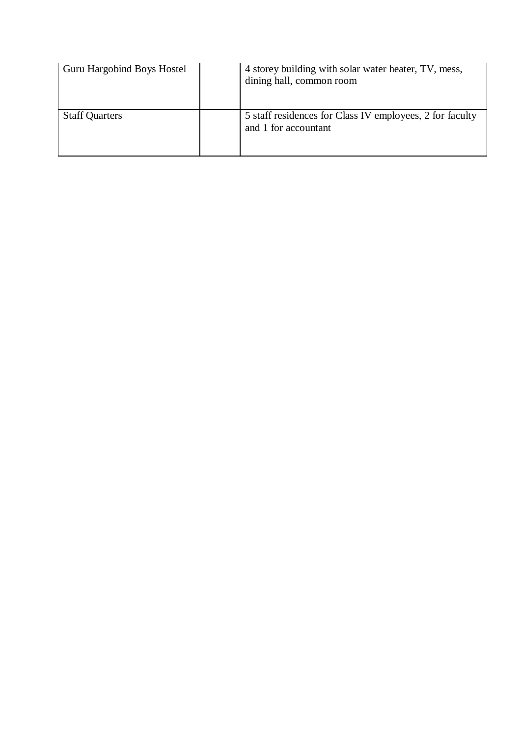| | | |
|---|---|---|
| Guru Hargobind Boys Hostel | | 4 storey building with solar water heater, TV, mess, dining hall, common room |
| Staff Quarters | | 5 staff residences for Class IV employees, 2 for faculty and 1 for accountant |